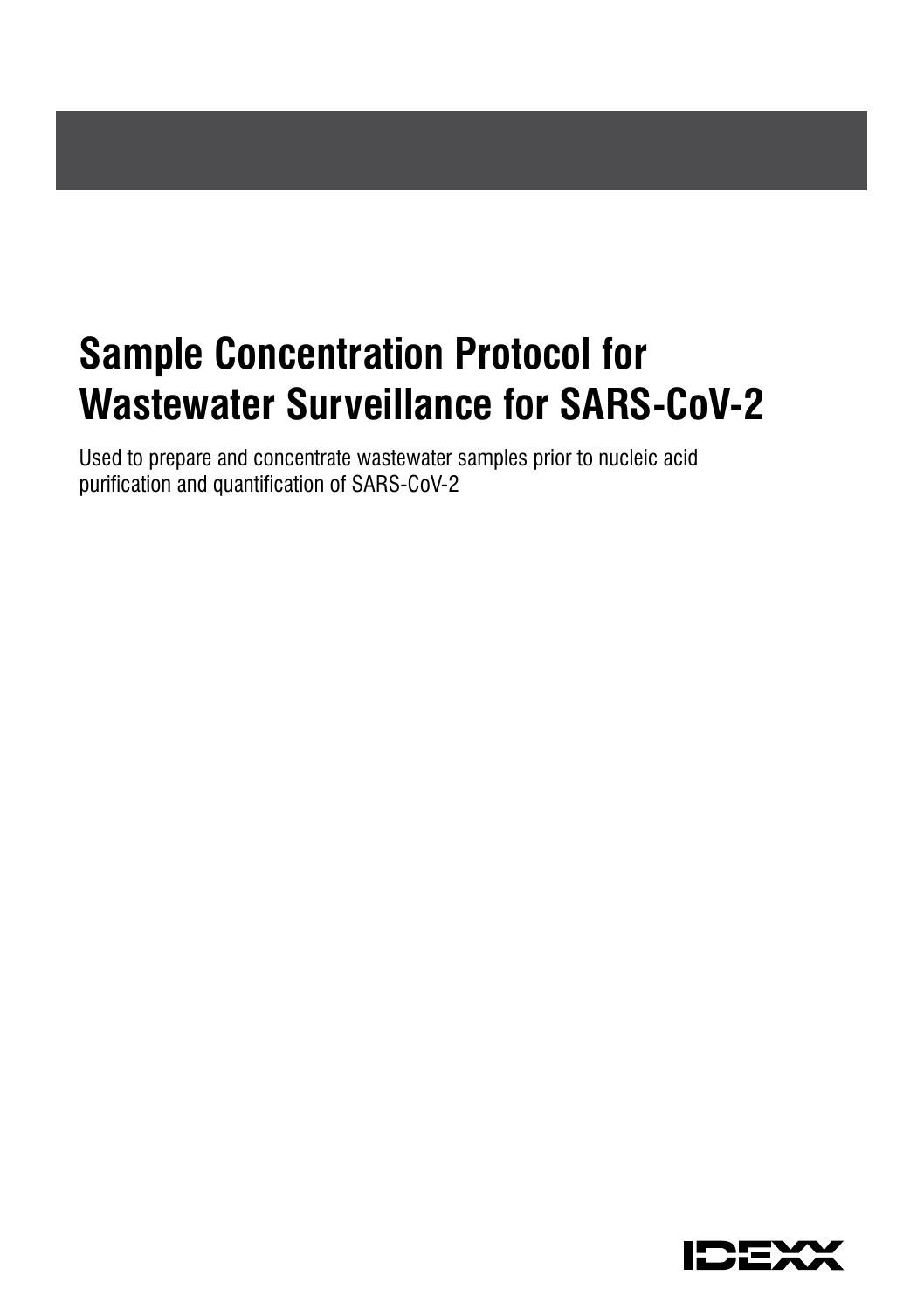# Sample Concentration Protocol for Wastewater Surveillance for SARS-CoV-2

Used to prepare and concentrate wastewater samples prior to nucleic acid purification and quantification of SARS-CoV-2

IDEXX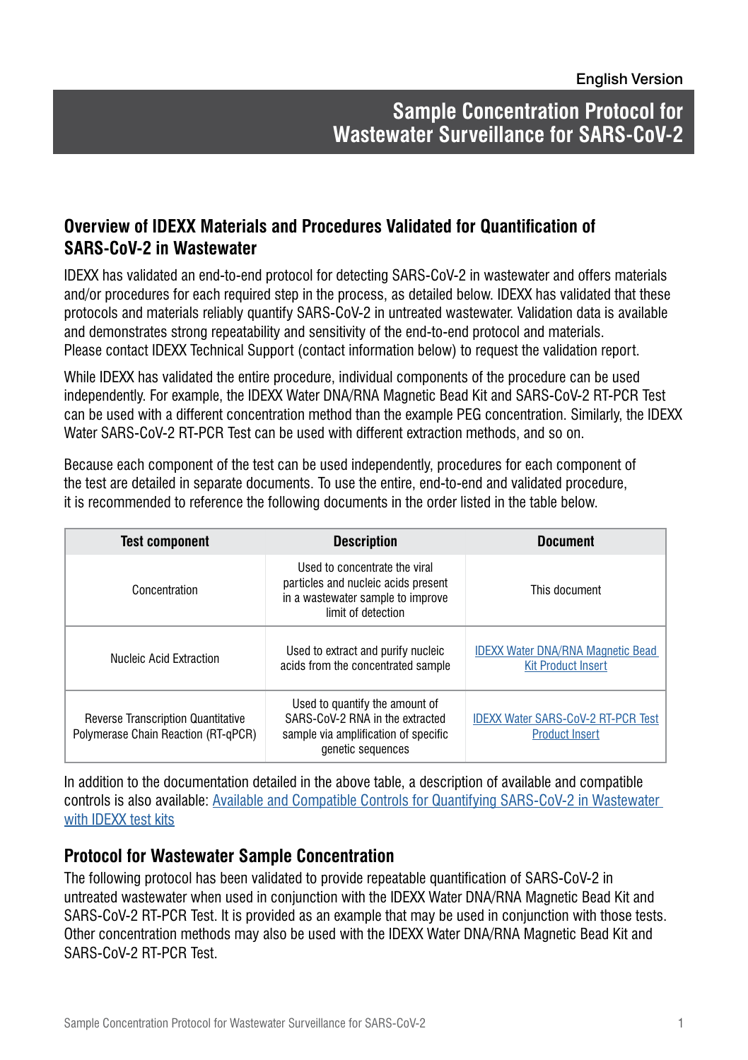English Version

# Sample Concentration Protocol for Wastewater Surveillance for SARS-CoV-2

## Overview of IDEXX Materials and Procedures Validated for Quantification of SARS-CoV-2 in Wastewater

IDEXX has validated an end-to-end protocol for detecting SARS-CoV-2 in wastewater and offers materials and/or procedures for each required step in the process, as detailed below. IDEXX has validated that these protocols and materials reliably quantify SARS-CoV-2 in untreated wastewater. Validation data is available and demonstrates strong repeatability and sensitivity of the end-to-end protocol and materials. Please contact IDEXX Technical Support (contact information below) to request the validation report.

While IDEXX has validated the entire procedure, individual components of the procedure can be used independently. For example, the IDEXX Water DNA/RNA Magnetic Bead Kit and SARS-CoV-2 RT-PCR Test can be used with a different concentration method than the example PEG concentration. Similarly, the IDEXX Water SARS-CoV-2 RT-PCR Test can be used with different extraction methods, and so on.

Because each component of the test can be used independently, procedures for each component of the test are detailed in separate documents. To use the entire, end-to-end and validated procedure, it is recommended to reference the following documents in the order listed in the table below.

| Test component | Description | Document |
|---|---|---|
| Concentration | Used to concentrate the viral particles and nucleic acids present in a wastewater sample to improve limit of detection | This document |
| Nucleic Acid Extraction | Used to extract and purify nucleic acids from the concentrated sample | IDEXX Water DNA/RNA Magnetic Bead Kit Product Insert |
| Reverse Transcription Quantitative Polymerase Chain Reaction (RT-qPCR) | Used to quantify the amount of SARS-CoV-2 RNA in the extracted sample via amplification of specific genetic sequences | IDEXX Water SARS-CoV-2 RT-PCR Test Product Insert |

In addition to the documentation detailed in the above table, a description of available and compatible controls is also available: Available and Compatible Controls for Quantifying SARS-CoV-2 in Wastewater with IDEXX test kits

## Protocol for Wastewater Sample Concentration

The following protocol has been validated to provide repeatable quantification of SARS-CoV-2 in untreated wastewater when used in conjunction with the IDEXX Water DNA/RNA Magnetic Bead Kit and SARS-CoV-2 RT-PCR Test. It is provided as an example that may be used in conjunction with those tests. Other concentration methods may also be used with the IDEXX Water DNA/RNA Magnetic Bead Kit and SARS-CoV-2 RT-PCR Test.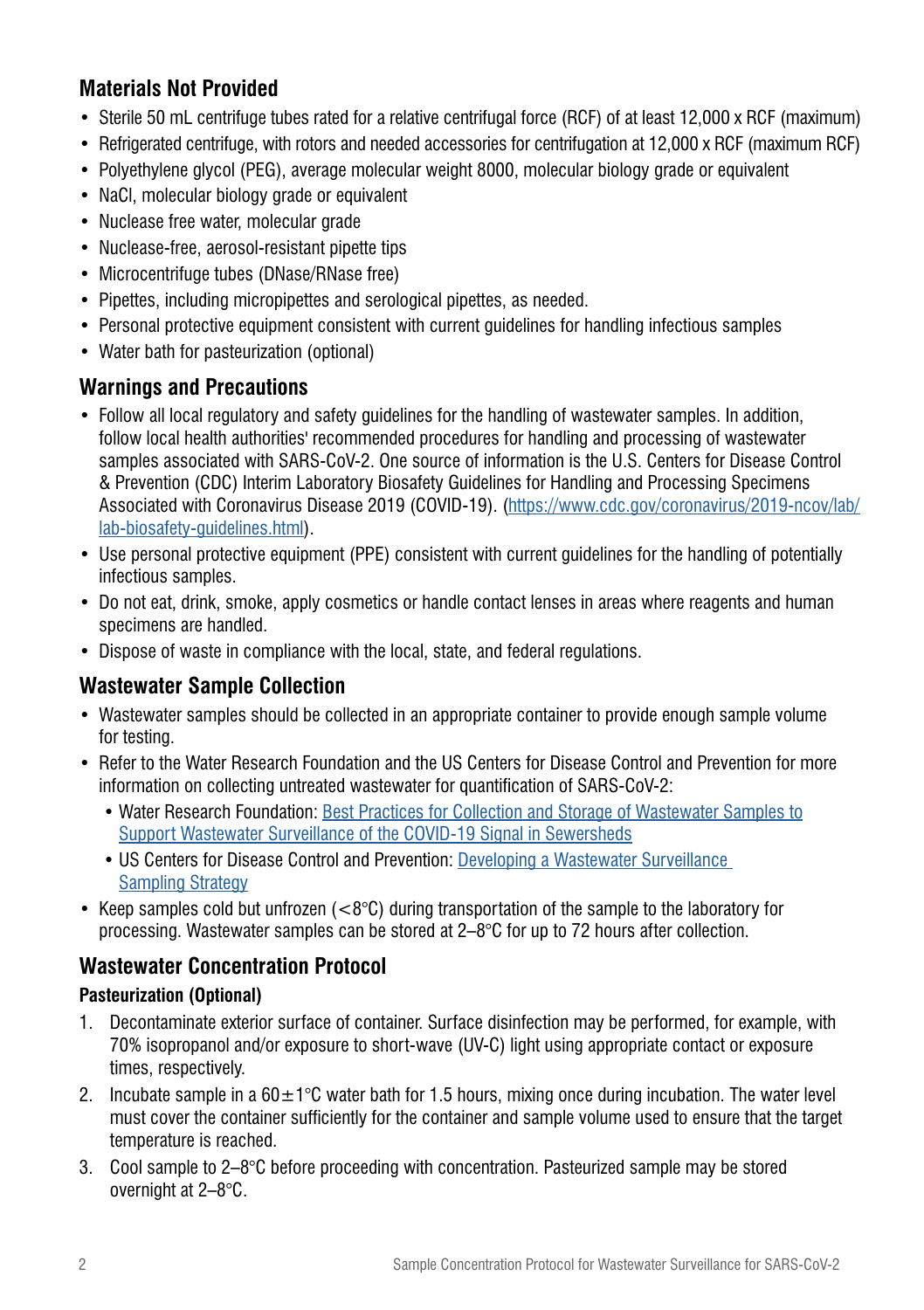## Materials Not Provided

- Sterile 50 mL centrifuge tubes rated for a relative centrifugal force (RCF) of at least 12,000 x RCF (maximum)
- Refrigerated centrifuge, with rotors and needed accessories for centrifugation at 12,000 x RCF (maximum RCF)
- Polyethylene glycol (PEG), average molecular weight 8000, molecular biology grade or equivalent
- NaCl, molecular biology grade or equivalent
- Nuclease free water, molecular grade
- Nuclease-free, aerosol-resistant pipette tips
- Microcentrifuge tubes (DNase/RNase free)
- Pipettes, including micropipettes and serological pipettes, as needed.
- Personal protective equipment consistent with current guidelines for handling infectious samples
- Water bath for pasteurization (optional)

## Warnings and Precautions

- Follow all local regulatory and safety guidelines for the handling of wastewater samples. In addition, follow local health authorities' recommended procedures for handling and processing of wastewater samples associated with SARS-CoV-2. One source of information is the U.S. Centers for Disease Control & Prevention (CDC) Interim Laboratory Biosafety Guidelines for Handling and Processing Specimens Associated with Coronavirus Disease 2019 (COVID-19). (https://www.cdc.gov/coronavirus/2019-ncov/lab/lab-biosafety-guidelines.html).
- Use personal protective equipment (PPE) consistent with current guidelines for the handling of potentially infectious samples.
- Do not eat, drink, smoke, apply cosmetics or handle contact lenses in areas where reagents and human specimens are handled.
- Dispose of waste in compliance with the local, state, and federal regulations.

## Wastewater Sample Collection

- Wastewater samples should be collected in an appropriate container to provide enough sample volume for testing.
- Refer to the Water Research Foundation and the US Centers for Disease Control and Prevention for more information on collecting untreated wastewater for quantification of SARS-CoV-2:
  - Water Research Foundation: Best Practices for Collection and Storage of Wastewater Samples to Support Wastewater Surveillance of the COVID-19 Signal in Sewersheds
  - US Centers for Disease Control and Prevention: Developing a Wastewater Surveillance Sampling Strategy
- Keep samples cold but unfrozen (<8°C) during transportation of the sample to the laboratory for processing. Wastewater samples can be stored at 2–8°C for up to 72 hours after collection.

## Wastewater Concentration Protocol

### Pasteurization (Optional)

1. Decontaminate exterior surface of container. Surface disinfection may be performed, for example, with 70% isopropanol and/or exposure to short-wave (UV-C) light using appropriate contact or exposure times, respectively.
2. Incubate sample in a 60±1°C water bath for 1.5 hours, mixing once during incubation. The water level must cover the container sufficiently for the container and sample volume used to ensure that the target temperature is reached.
3. Cool sample to 2–8°C before proceeding with concentration. Pasteurized sample may be stored overnight at 2–8°C.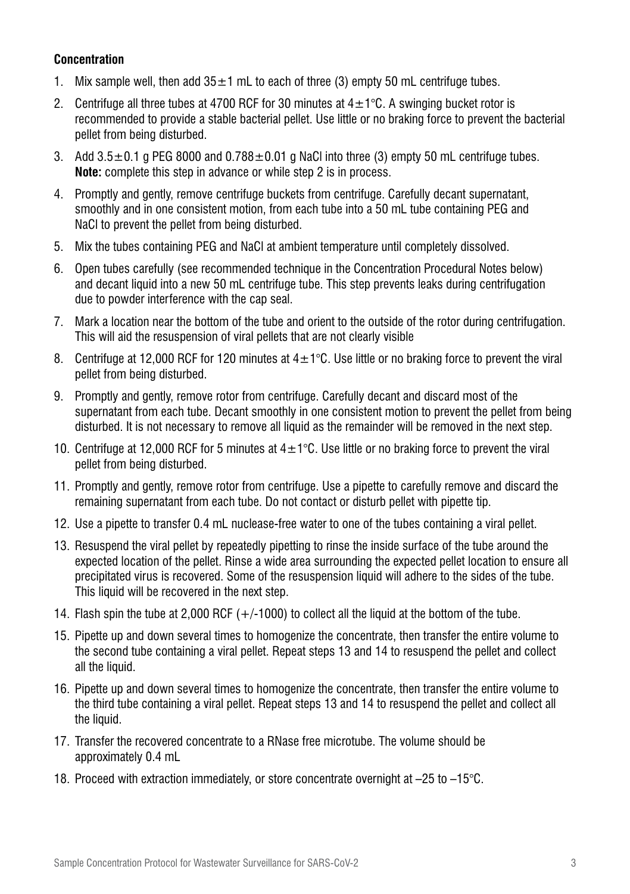**Concentration**

1. Mix sample well, then add 35±1 mL to each of three (3) empty 50 mL centrifuge tubes.
2. Centrifuge all three tubes at 4700 RCF for 30 minutes at 4±1°C. A swinging bucket rotor is recommended to provide a stable bacterial pellet. Use little or no braking force to prevent the bacterial pellet from being disturbed.
3. Add 3.5±0.1 g PEG 8000 and 0.788±0.01 g NaCl into three (3) empty 50 mL centrifuge tubes. **Note:** complete this step in advance or while step 2 is in process.
4. Promptly and gently, remove centrifuge buckets from centrifuge. Carefully decant supernatant, smoothly and in one consistent motion, from each tube into a 50 mL tube containing PEG and NaCl to prevent the pellet from being disturbed.
5. Mix the tubes containing PEG and NaCl at ambient temperature until completely dissolved.
6. Open tubes carefully (see recommended technique in the Concentration Procedural Notes below) and decant liquid into a new 50 mL centrifuge tube. This step prevents leaks during centrifugation due to powder interference with the cap seal.
7. Mark a location near the bottom of the tube and orient to the outside of the rotor during centrifugation. This will aid the resuspension of viral pellets that are not clearly visible
8. Centrifuge at 12,000 RCF for 120 minutes at 4±1°C. Use little or no braking force to prevent the viral pellet from being disturbed.
9. Promptly and gently, remove rotor from centrifuge. Carefully decant and discard most of the supernatant from each tube. Decant smoothly in one consistent motion to prevent the pellet from being disturbed. It is not necessary to remove all liquid as the remainder will be removed in the next step.
10. Centrifuge at 12,000 RCF for 5 minutes at 4±1°C. Use little or no braking force to prevent the viral pellet from being disturbed.
11. Promptly and gently, remove rotor from centrifuge. Use a pipette to carefully remove and discard the remaining supernatant from each tube. Do not contact or disturb pellet with pipette tip.
12. Use a pipette to transfer 0.4 mL nuclease-free water to one of the tubes containing a viral pellet.
13. Resuspend the viral pellet by repeatedly pipetting to rinse the inside surface of the tube around the expected location of the pellet. Rinse a wide area surrounding the expected pellet location to ensure all precipitated virus is recovered. Some of the resuspension liquid will adhere to the sides of the tube. This liquid will be recovered in the next step.
14. Flash spin the tube at 2,000 RCF (+/-1000) to collect all the liquid at the bottom of the tube.
15. Pipette up and down several times to homogenize the concentrate, then transfer the entire volume to the second tube containing a viral pellet. Repeat steps 13 and 14 to resuspend the pellet and collect all the liquid.
16. Pipette up and down several times to homogenize the concentrate, then transfer the entire volume to the third tube containing a viral pellet. Repeat steps 13 and 14 to resuspend the pellet and collect all the liquid.
17. Transfer the recovered concentrate to a RNase free microtube. The volume should be approximately 0.4 mL
18. Proceed with extraction immediately, or store concentrate overnight at –25 to –15°C.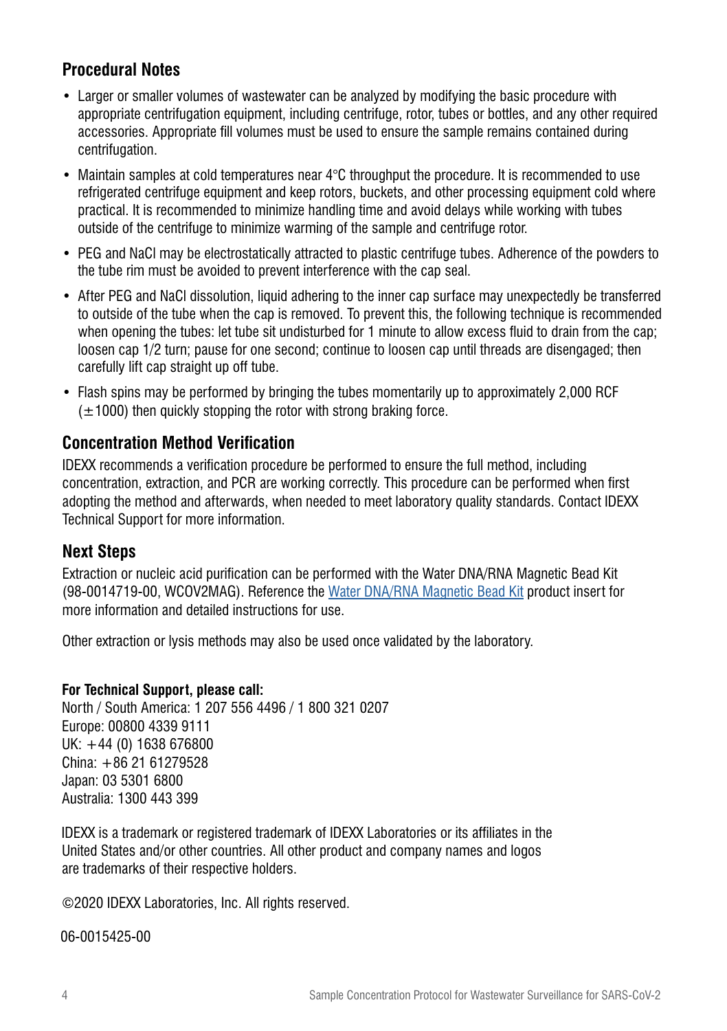## Procedural Notes

- Larger or smaller volumes of wastewater can be analyzed by modifying the basic procedure with appropriate centrifugation equipment, including centrifuge, rotor, tubes or bottles, and any other required accessories. Appropriate fill volumes must be used to ensure the sample remains contained during centrifugation.
- Maintain samples at cold temperatures near 4°C throughput the procedure. It is recommended to use refrigerated centrifuge equipment and keep rotors, buckets, and other processing equipment cold where practical. It is recommended to minimize handling time and avoid delays while working with tubes outside of the centrifuge to minimize warming of the sample and centrifuge rotor.
- PEG and NaCl may be electrostatically attracted to plastic centrifuge tubes. Adherence of the powders to the tube rim must be avoided to prevent interference with the cap seal.
- After PEG and NaCl dissolution, liquid adhering to the inner cap surface may unexpectedly be transferred to outside of the tube when the cap is removed. To prevent this, the following technique is recommended when opening the tubes: let tube sit undisturbed for 1 minute to allow excess fluid to drain from the cap; loosen cap 1/2 turn; pause for one second; continue to loosen cap until threads are disengaged; then carefully lift cap straight up off tube.
- Flash spins may be performed by bringing the tubes momentarily up to approximately 2,000 RCF (±1000) then quickly stopping the rotor with strong braking force.

## Concentration Method Verification

IDEXX recommends a verification procedure be performed to ensure the full method, including concentration, extraction, and PCR are working correctly. This procedure can be performed when first adopting the method and afterwards, when needed to meet laboratory quality standards. Contact IDEXX Technical Support for more information.

## Next Steps

Extraction or nucleic acid purification can be performed with the Water DNA/RNA Magnetic Bead Kit (98-0014719-00, WCOV2MAG). Reference the Water DNA/RNA Magnetic Bead Kit product insert for more information and detailed instructions for use.

Other extraction or lysis methods may also be used once validated by the laboratory.

**For Technical Support, please call:**
North / South America: 1 207 556 4496 / 1 800 321 0207
Europe: 00800 4339 9111
UK: +44 (0) 1638 676800
China: +86 21 61279528
Japan: 03 5301 6800
Australia: 1300 443 399

IDEXX is a trademark or registered trademark of IDEXX Laboratories or its affiliates in the United States and/or other countries. All other product and company names and logos are trademarks of their respective holders.

©2020 IDEXX Laboratories, Inc. All rights reserved.

06-0015425-00